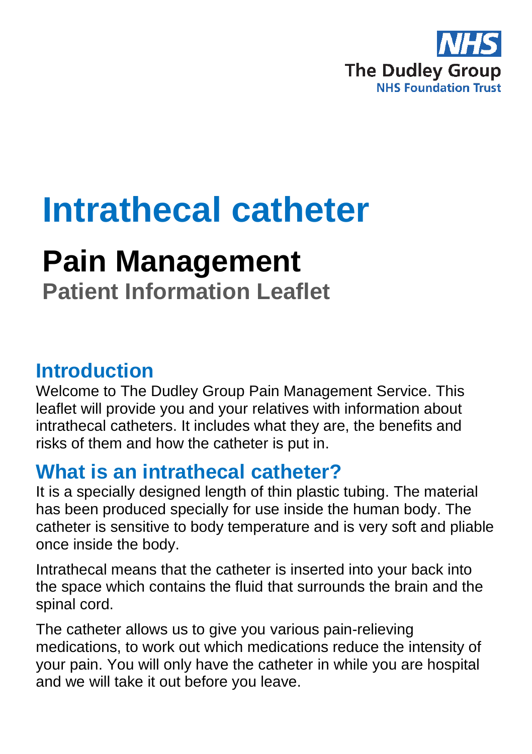NHS
The Dudley Group
NHS Foundation Trust

# Intrathecal catheter

## Pain Management

### Patient Information Leaflet

## Introduction

Welcome to The Dudley Group Pain Management Service. This leaflet will provide you and your relatives with information about intrathecal catheters. It includes what they are, the benefits and risks of them and how the catheter is put in.

## What is an intrathecal catheter?

It is a specially designed length of thin plastic tubing. The material has been produced specially for use inside the human body. The catheter is sensitive to body temperature and is very soft and pliable once inside the body.

Intrathecal means that the catheter is inserted into your back into the space which contains the fluid that surrounds the brain and the spinal cord.

The catheter allows us to give you various pain-relieving medications, to work out which medications reduce the intensity of your pain. You will only have the catheter in while you are hospital and we will take it out before you leave.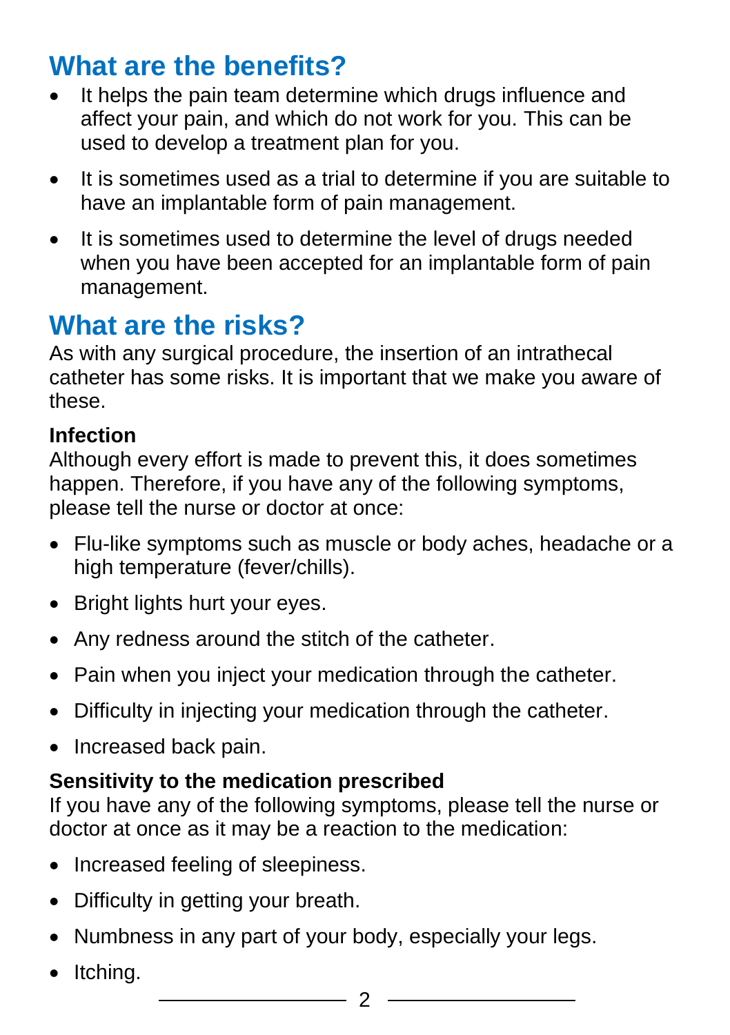## What are the benefits?

- It helps the pain team determine which drugs influence and affect your pain, and which do not work for you. This can be used to develop a treatment plan for you.
- It is sometimes used as a trial to determine if you are suitable to have an implantable form of pain management.
- It is sometimes used to determine the level of drugs needed when you have been accepted for an implantable form of pain management.

## What are the risks?

As with any surgical procedure, the insertion of an intrathecal catheter has some risks. It is important that we make you aware of these.

**Infection**

Although every effort is made to prevent this, it does sometimes happen. Therefore, if you have any of the following symptoms, please tell the nurse or doctor at once:

- Flu-like symptoms such as muscle or body aches, headache or a high temperature (fever/chills).
- Bright lights hurt your eyes.
- Any redness around the stitch of the catheter.
- Pain when you inject your medication through the catheter.
- Difficulty in injecting your medication through the catheter.
- Increased back pain.

**Sensitivity to the medication prescribed**

If you have any of the following symptoms, please tell the nurse or doctor at once as it may be a reaction to the medication:

- Increased feeling of sleepiness.
- Difficulty in getting your breath.
- Numbness in any part of your body, especially your legs.
- Itching.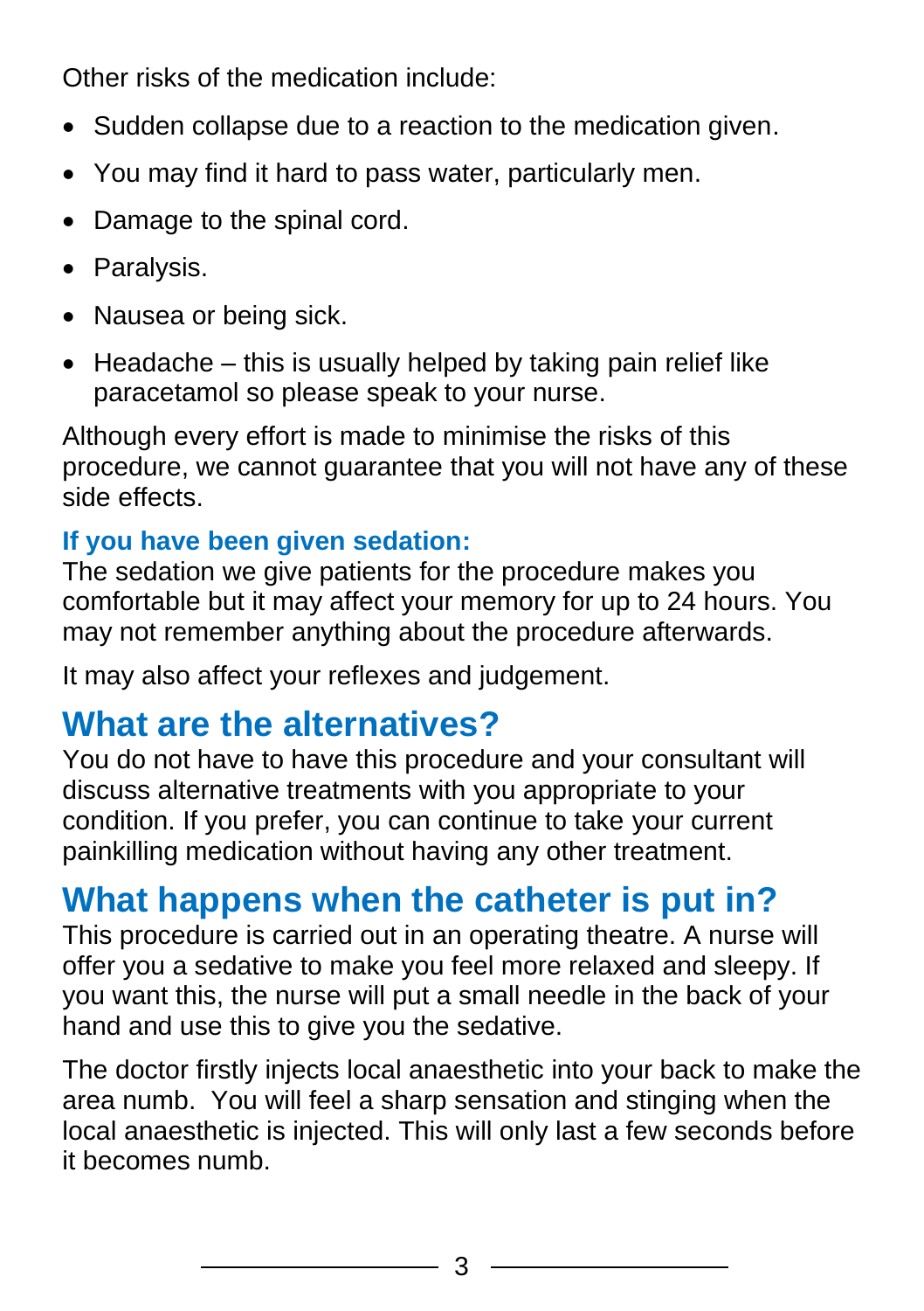Other risks of the medication include:

- Sudden collapse due to a reaction to the medication given.
- You may find it hard to pass water, particularly men.
- Damage to the spinal cord.
- Paralysis.
- Nausea or being sick.
- Headache – this is usually helped by taking pain relief like paracetamol so please speak to your nurse.

Although every effort is made to minimise the risks of this procedure, we cannot guarantee that you will not have any of these side effects.

### If you have been given sedation:

The sedation we give patients for the procedure makes you comfortable but it may affect your memory for up to 24 hours. You may not remember anything about the procedure afterwards.

It may also affect your reflexes and judgement.

## What are the alternatives?

You do not have to have this procedure and your consultant will discuss alternative treatments with you appropriate to your condition. If you prefer, you can continue to take your current painkilling medication without having any other treatment.

## What happens when the catheter is put in?

This procedure is carried out in an operating theatre. A nurse will offer you a sedative to make you feel more relaxed and sleepy. If you want this, the nurse will put a small needle in the back of your hand and use this to give you the sedative.

The doctor firstly injects local anaesthetic into your back to make the area numb. You will feel a sharp sensation and stinging when the local anaesthetic is injected. This will only last a few seconds before it becomes numb.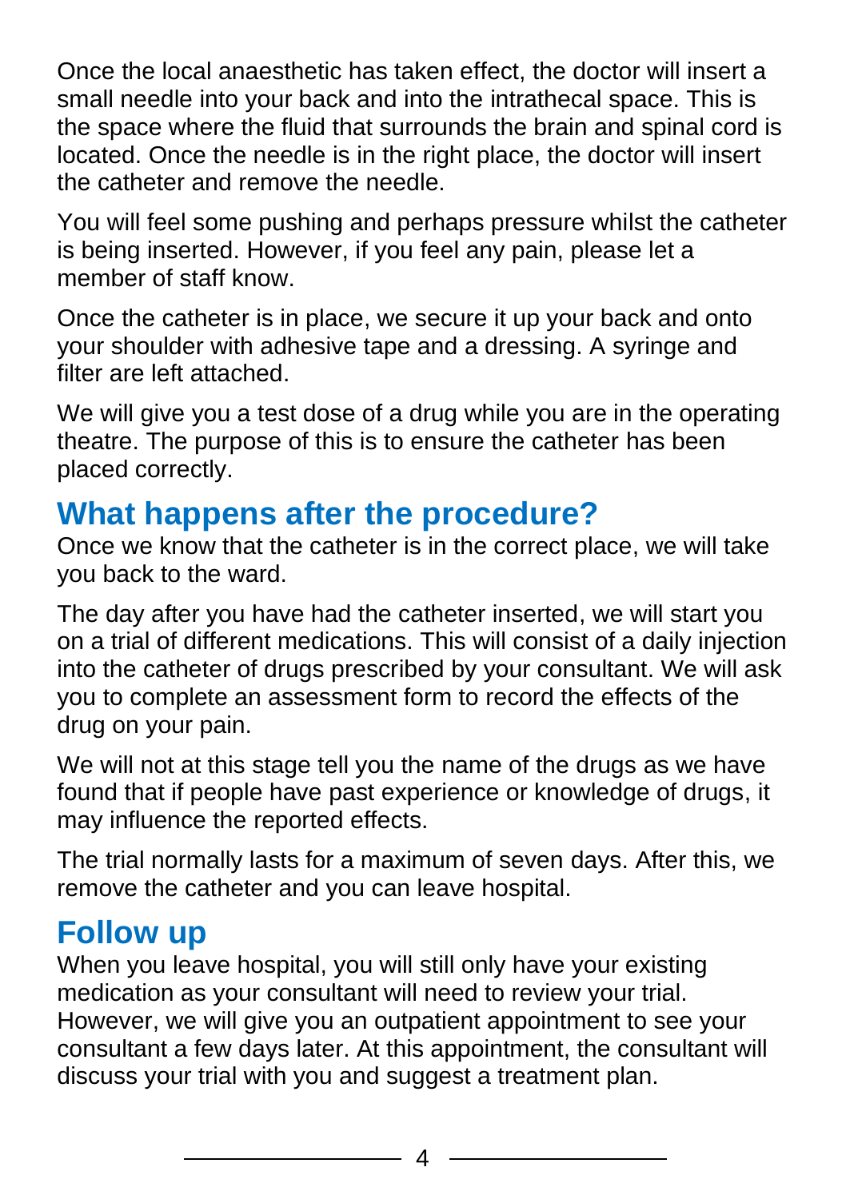Once the local anaesthetic has taken effect, the doctor will insert a small needle into your back and into the intrathecal space. This is the space where the fluid that surrounds the brain and spinal cord is located. Once the needle is in the right place, the doctor will insert the catheter and remove the needle.

You will feel some pushing and perhaps pressure whilst the catheter is being inserted. However, if you feel any pain, please let a member of staff know.

Once the catheter is in place, we secure it up your back and onto your shoulder with adhesive tape and a dressing. A syringe and filter are left attached.

We will give you a test dose of a drug while you are in the operating theatre. The purpose of this is to ensure the catheter has been placed correctly.

## What happens after the procedure?

Once we know that the catheter is in the correct place, we will take you back to the ward.

The day after you have had the catheter inserted, we will start you on a trial of different medications. This will consist of a daily injection into the catheter of drugs prescribed by your consultant. We will ask you to complete an assessment form to record the effects of the drug on your pain.

We will not at this stage tell you the name of the drugs as we have found that if people have past experience or knowledge of drugs, it may influence the reported effects.

The trial normally lasts for a maximum of seven days. After this, we remove the catheter and you can leave hospital.

## Follow up

When you leave hospital, you will still only have your existing medication as your consultant will need to review your trial. However, we will give you an outpatient appointment to see your consultant a few days later. At this appointment, the consultant will discuss your trial with you and suggest a treatment plan.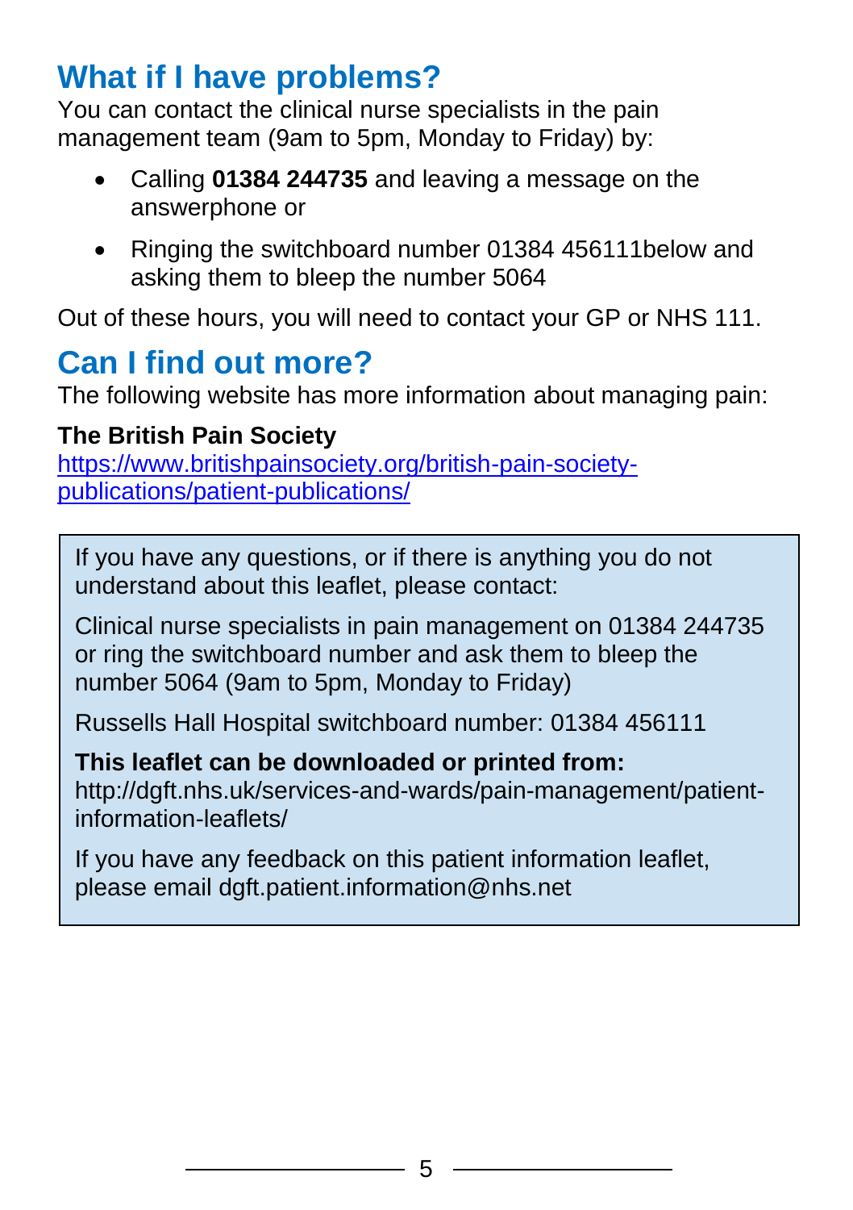## What if I have problems?

You can contact the clinical nurse specialists in the pain management team (9am to 5pm, Monday to Friday) by:

- Calling **01384 244735** and leaving a message on the answerphone or
- Ringing the switchboard number 01384 456111below and asking them to bleep the number 5064

Out of these hours, you will need to contact your GP or NHS 111.

## Can I find out more?

The following website has more information about managing pain:

**The British Pain Society**
[https://www.britishpainsociety.org/british-pain-society-publications/patient-publications/](https://www.britishpainsociety.org/british-pain-society-publications/patient-publications/)

> If you have any questions, or if there is anything you do not understand about this leaflet, please contact:
>
> Clinical nurse specialists in pain management on 01384 244735 or ring the switchboard number and ask them to bleep the number 5064 (9am to 5pm, Monday to Friday)
>
> Russells Hall Hospital switchboard number: 01384 456111
>
> **This leaflet can be downloaded or printed from:**
> http://dgft.nhs.uk/services-and-wards/pain-management/patient-information-leaflets/
>
> If you have any feedback on this patient information leaflet, please email dgft.patient.information@nhs.net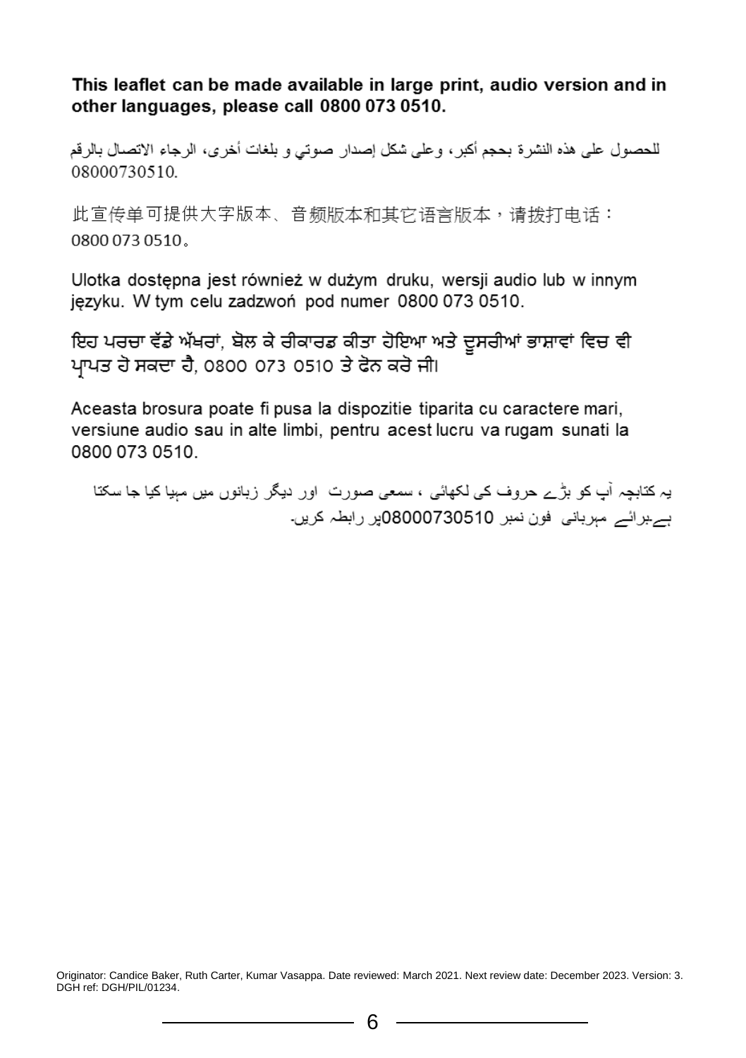**This leaflet can be made available in large print, audio version and in other languages, please call 0800 073 0510.**

للحصول على هذه النشرة بحجم أكبر، وعلى شكل إصدار صوتي و بلغات أخرى، الرجاء الاتصال بالرقم 08000730510.

此宣传单可提供大字版本、音频版本和其它语言版本，请拨打电话：0800 073 0510。

Ulotka dostępna jest również w dużym druku, wersji audio lub w innym języku. W tym celu zadzwoń pod numer 0800 073 0510.

ਇਹ ਪਰਚਾ ਵੱਡੇ ਅੱਖਰਾਂ, ਬੋਲ ਕੇ ਰੀਕਾਰਡ ਕੀਤਾ ਹੋਇਆ ਅਤੇ ਦੂਸਰੀਆਂ ਭਾਸ਼ਾਵਾਂ ਵਿਚ ਵੀ ਪ੍ਰਾਪਤ ਹੋ ਸਕਦਾ ਹੈ, 0800 073 0510 ਤੇ ਫੋਨ ਕਰੋ ਜੀ।

Aceasta brosura poate fi pusa la dispozitie tiparita cu caractere mari, versiune audio sau in alte limbi, pentru acest lucru va rugam sunati la 0800 073 0510.

یہ کتابچہ آپ کو بڑے حروف کی لکھائی ، سمعی صورت اور دیگر زبانوں میں مہیا کیا جا سکتا ہے۔برائے مہربانی فون نمبر 08000730510پر رابطہ کریں۔

Originator: Candice Baker, Ruth Carter, Kumar Vasappa. Date reviewed: March 2021. Next review date: December 2023. Version: 3. DGH ref: DGH/PIL/01234.